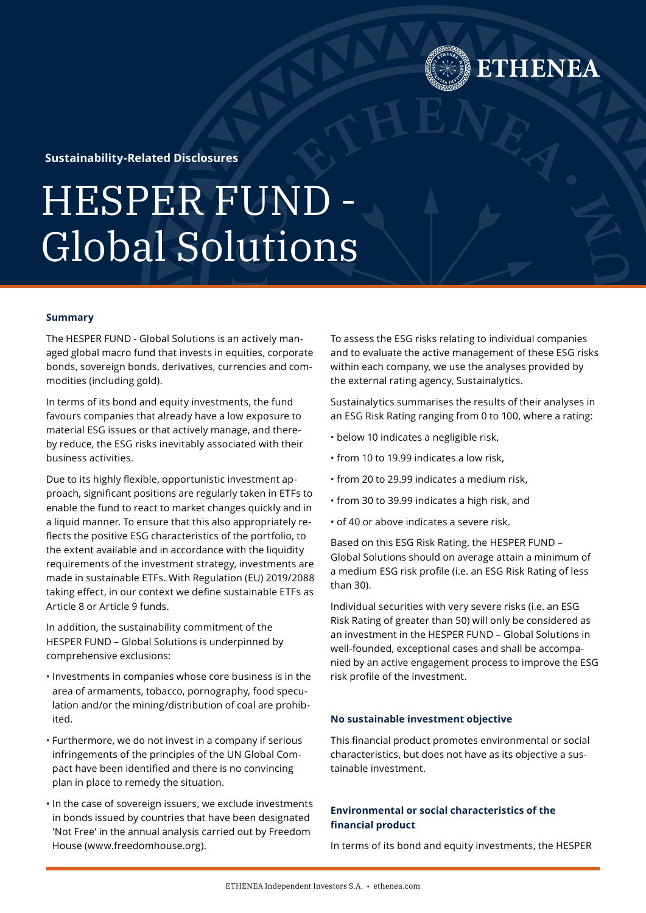Sustainability-Related Disclosures

# HESPER FUND - Global Solutions

## Summary

The HESPER FUND - Global Solutions is an actively managed global macro fund that invests in equities, corporate bonds, sovereign bonds, derivatives, currencies and commodities (including gold).

In terms of its bond and equity investments, the fund favours companies that already have a low exposure to material ESG issues or that actively manage, and thereby reduce, the ESG risks inevitably associated with their business activities.

Due to its highly flexible, opportunistic investment approach, significant positions are regularly taken in ETFs to enable the fund to react to market changes quickly and in a liquid manner. To ensure that this also appropriately reflects the positive ESG characteristics of the portfolio, to the extent available and in accordance with the liquidity requirements of the investment strategy, investments are made in sustainable ETFs. With Regulation (EU) 2019/2088 taking effect, in our context we define sustainable ETFs as Article 8 or Article 9 funds.

In addition, the sustainability commitment of the HESPER FUND – Global Solutions is underpinned by comprehensive exclusions:

- Investments in companies whose core business is in the area of armaments, tobacco, pornography, food speculation and/or the mining/distribution of coal are prohibited.
- Furthermore, we do not invest in a company if serious infringements of the principles of the UN Global Compact have been identified and there is no convincing plan in place to remedy the situation.
- In the case of sovereign issuers, we exclude investments in bonds issued by countries that have been designated 'Not Free' in the annual analysis carried out by Freedom House (www.freedomhouse.org).

To assess the ESG risks relating to individual companies and to evaluate the active management of these ESG risks within each company, we use the analyses provided by the external rating agency, Sustainalytics.

Sustainalytics summarises the results of their analyses in an ESG Risk Rating ranging from 0 to 100, where a rating:

- below 10 indicates a negligible risk,
- from 10 to 19.99 indicates a low risk,
- from 20 to 29.99 indicates a medium risk,
- from 30 to 39.99 indicates a high risk, and
- of 40 or above indicates a severe risk.

Based on this ESG Risk Rating, the HESPER FUND – Global Solutions should on average attain a minimum of a medium ESG risk profile (i.e. an ESG Risk Rating of less than 30).

Individual securities with very severe risks (i.e. an ESG Risk Rating of greater than 50) will only be considered as an investment in the HESPER FUND – Global Solutions in well-founded, exceptional cases and shall be accompanied by an active engagement process to improve the ESG risk profile of the investment.

## No sustainable investment objective

This financial product promotes environmental or social characteristics, but does not have as its objective a sustainable investment.

## Environmental or social characteristics of the financial product

In terms of its bond and equity investments, the HESPER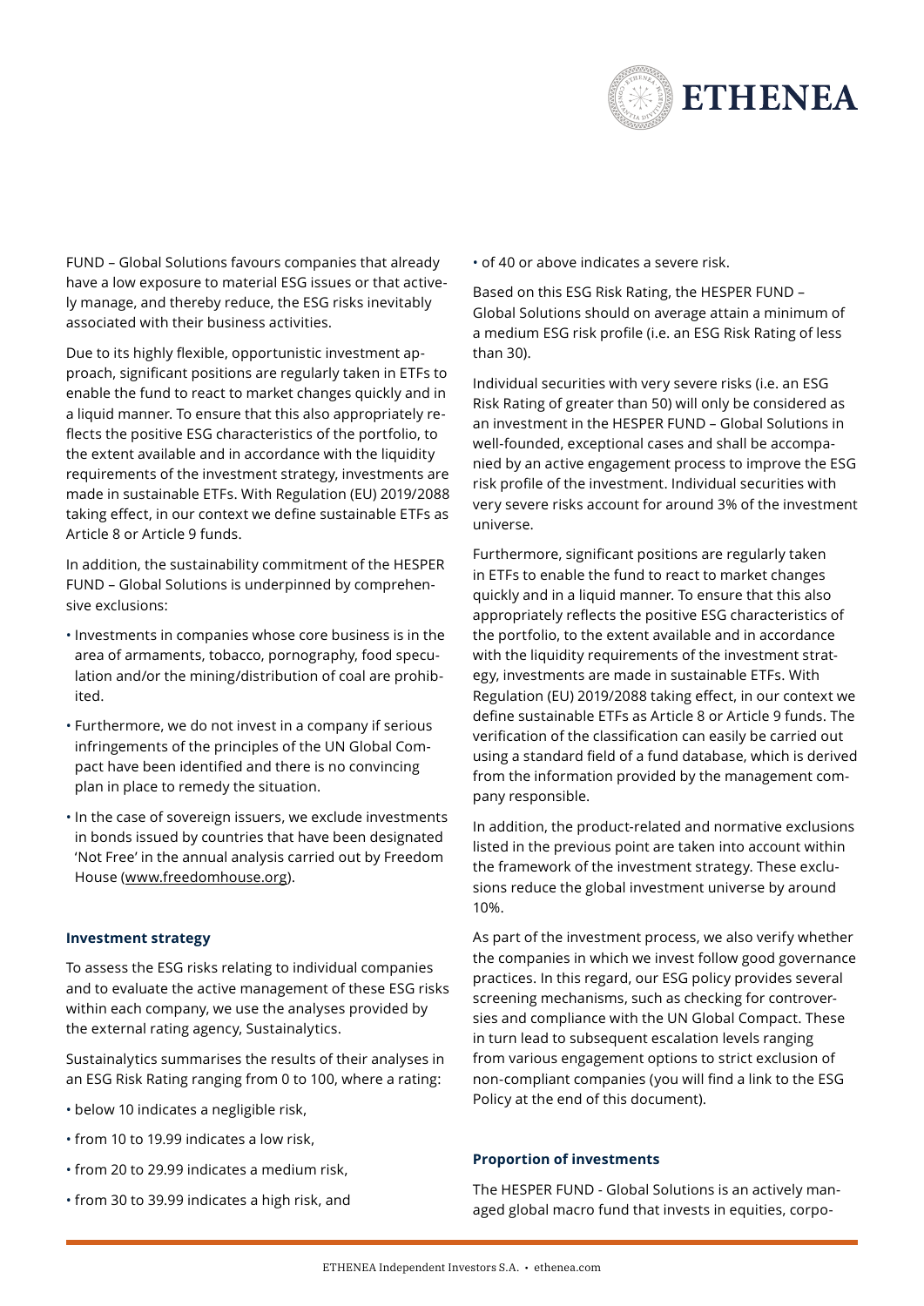FUND – Global Solutions favours companies that already have a low exposure to material ESG issues or that actively manage, and thereby reduce, the ESG risks inevitably associated with their business activities.

Due to its highly flexible, opportunistic investment approach, significant positions are regularly taken in ETFs to enable the fund to react to market changes quickly and in a liquid manner. To ensure that this also appropriately reflects the positive ESG characteristics of the portfolio, to the extent available and in accordance with the liquidity requirements of the investment strategy, investments are made in sustainable ETFs. With Regulation (EU) 2019/2088 taking effect, in our context we define sustainable ETFs as Article 8 or Article 9 funds.

In addition, the sustainability commitment of the HESPER FUND – Global Solutions is underpinned by comprehensive exclusions:

- Investments in companies whose core business is in the area of armaments, tobacco, pornography, food speculation and/or the mining/distribution of coal are prohibited.
- Furthermore, we do not invest in a company if serious infringements of the principles of the UN Global Compact have been identified and there is no convincing plan in place to remedy the situation.
- In the case of sovereign issuers, we exclude investments in bonds issued by countries that have been designated 'Not Free' in the annual analysis carried out by Freedom House (www.freedomhouse.org).

### Investment strategy

To assess the ESG risks relating to individual companies and to evaluate the active management of these ESG risks within each company, we use the analyses provided by the external rating agency, Sustainalytics.

Sustainalytics summarises the results of their analyses in an ESG Risk Rating ranging from 0 to 100, where a rating:

- below 10 indicates a negligible risk,
- from 10 to 19.99 indicates a low risk,
- from 20 to 29.99 indicates a medium risk,
- from 30 to 39.99 indicates a high risk, and
- of 40 or above indicates a severe risk.

Based on this ESG Risk Rating, the HESPER FUND – Global Solutions should on average attain a minimum of a medium ESG risk profile (i.e. an ESG Risk Rating of less than 30).

Individual securities with very severe risks (i.e. an ESG Risk Rating of greater than 50) will only be considered as an investment in the HESPER FUND – Global Solutions in well-founded, exceptional cases and shall be accompanied by an active engagement process to improve the ESG risk profile of the investment. Individual securities with very severe risks account for around 3% of the investment universe.

Furthermore, significant positions are regularly taken in ETFs to enable the fund to react to market changes quickly and in a liquid manner. To ensure that this also appropriately reflects the positive ESG characteristics of the portfolio, to the extent available and in accordance with the liquidity requirements of the investment strategy, investments are made in sustainable ETFs. With Regulation (EU) 2019/2088 taking effect, in our context we define sustainable ETFs as Article 8 or Article 9 funds. The verification of the classification can easily be carried out using a standard field of a fund database, which is derived from the information provided by the management company responsible.

In addition, the product-related and normative exclusions listed in the previous point are taken into account within the framework of the investment strategy. These exclusions reduce the global investment universe by around 10%.

As part of the investment process, we also verify whether the companies in which we invest follow good governance practices. In this regard, our ESG policy provides several screening mechanisms, such as checking for controversies and compliance with the UN Global Compact. These in turn lead to subsequent escalation levels ranging from various engagement options to strict exclusion of non-compliant companies (you will find a link to the ESG Policy at the end of this document).

### Proportion of investments

The HESPER FUND - Global Solutions is an actively managed global macro fund that invests in equities, corpo-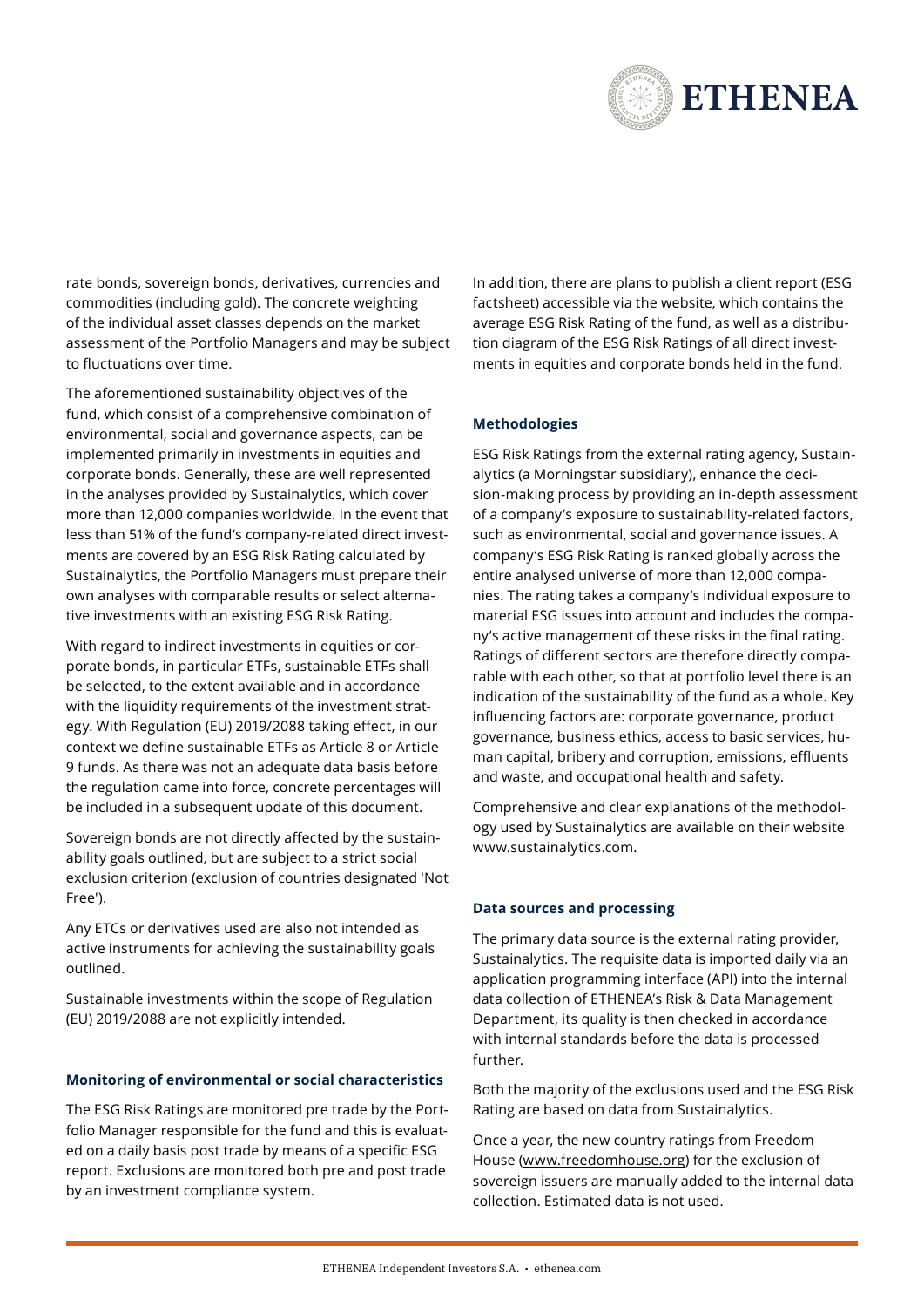rate bonds, sovereign bonds, derivatives, currencies and commodities (including gold). The concrete weighting of the individual asset classes depends on the market assessment of the Portfolio Managers and may be subject to fluctuations over time.

The aforementioned sustainability objectives of the fund, which consist of a comprehensive combination of environmental, social and governance aspects, can be implemented primarily in investments in equities and corporate bonds. Generally, these are well represented in the analyses provided by Sustainalytics, which cover more than 12,000 companies worldwide. In the event that less than 51% of the fund's company-related direct investments are covered by an ESG Risk Rating calculated by Sustainalytics, the Portfolio Managers must prepare their own analyses with comparable results or select alternative investments with an existing ESG Risk Rating.

With regard to indirect investments in equities or corporate bonds, in particular ETFs, sustainable ETFs shall be selected, to the extent available and in accordance with the liquidity requirements of the investment strategy. With Regulation (EU) 2019/2088 taking effect, in our context we define sustainable ETFs as Article 8 or Article 9 funds. As there was not an adequate data basis before the regulation came into force, concrete percentages will be included in a subsequent update of this document.

Sovereign bonds are not directly affected by the sustainability goals outlined, but are subject to a strict social exclusion criterion (exclusion of countries designated 'Not Free').

Any ETCs or derivatives used are also not intended as active instruments for achieving the sustainability goals outlined.

Sustainable investments within the scope of Regulation (EU) 2019/2088 are not explicitly intended.

### Monitoring of environmental or social characteristics

The ESG Risk Ratings are monitored pre trade by the Portfolio Manager responsible for the fund and this is evaluated on a daily basis post trade by means of a specific ESG report. Exclusions are monitored both pre and post trade by an investment compliance system.

In addition, there are plans to publish a client report (ESG factsheet) accessible via the website, which contains the average ESG Risk Rating of the fund, as well as a distribution diagram of the ESG Risk Ratings of all direct investments in equities and corporate bonds held in the fund.

### Methodologies

ESG Risk Ratings from the external rating agency, Sustainalytics (a Morningstar subsidiary), enhance the decision-making process by providing an in-depth assessment of a company's exposure to sustainability-related factors, such as environmental, social and governance issues. A company's ESG Risk Rating is ranked globally across the entire analysed universe of more than 12,000 companies. The rating takes a company's individual exposure to material ESG issues into account and includes the company's active management of these risks in the final rating. Ratings of different sectors are therefore directly comparable with each other, so that at portfolio level there is an indication of the sustainability of the fund as a whole. Key influencing factors are: corporate governance, product governance, business ethics, access to basic services, human capital, bribery and corruption, emissions, effluents and waste, and occupational health and safety.

Comprehensive and clear explanations of the methodology used by Sustainalytics are available on their website www.sustainalytics.com.

### Data sources and processing

The primary data source is the external rating provider, Sustainalytics. The requisite data is imported daily via an application programming interface (API) into the internal data collection of ETHENEA's Risk & Data Management Department, its quality is then checked in accordance with internal standards before the data is processed further.

Both the majority of the exclusions used and the ESG Risk Rating are based on data from Sustainalytics.

Once a year, the new country ratings from Freedom House (www.freedomhouse.org) for the exclusion of sovereign issuers are manually added to the internal data collection. Estimated data is not used.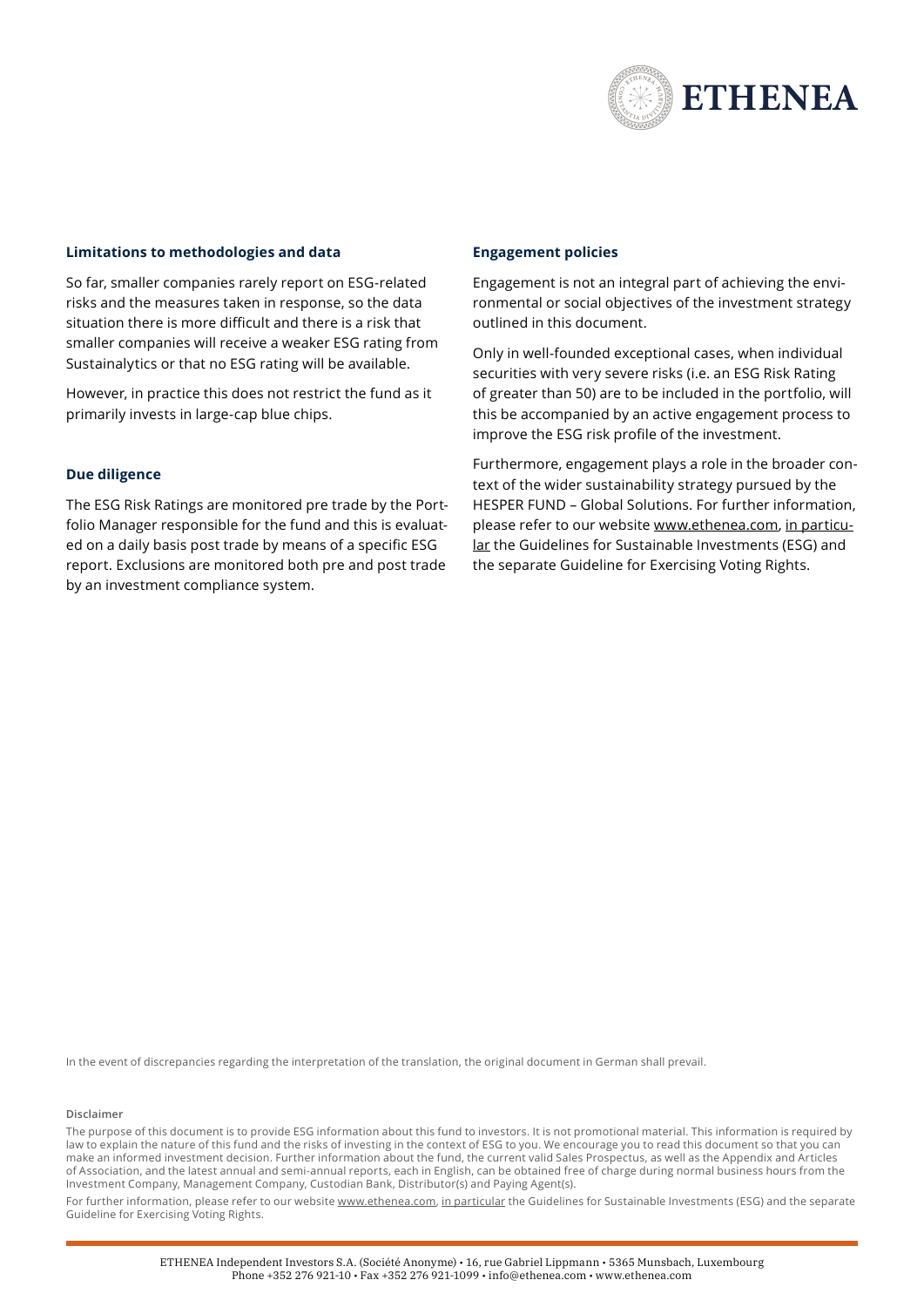#### Limitations to methodologies and data

So far, smaller companies rarely report on ESG-related risks and the measures taken in response, so the data situation there is more difficult and there is a risk that smaller companies will receive a weaker ESG rating from Sustainalytics or that no ESG rating will be available.

However, in practice this does not restrict the fund as it primarily invests in large-cap blue chips.

#### Due diligence

The ESG Risk Ratings are monitored pre trade by the Portfolio Manager responsible for the fund and this is evaluated on a daily basis post trade by means of a specific ESG report. Exclusions are monitored both pre and post trade by an investment compliance system.

#### Engagement policies

Engagement is not an integral part of achieving the environmental or social objectives of the investment strategy outlined in this document.

Only in well-founded exceptional cases, when individual securities with very severe risks (i.e. an ESG Risk Rating of greater than 50) are to be included in the portfolio, will this be accompanied by an active engagement process to improve the ESG risk profile of the investment.

Furthermore, engagement plays a role in the broader context of the wider sustainability strategy pursued by the HESPER FUND – Global Solutions. For further information, please refer to our website www.ethenea.com, in particular the Guidelines for Sustainable Investments (ESG) and the separate Guideline for Exercising Voting Rights.

In the event of discrepancies regarding the interpretation of the translation, the original document in German shall prevail.

**Disclaimer**

The purpose of this document is to provide ESG information about this fund to investors. It is not promotional material. This information is required by law to explain the nature of this fund and the risks of investing in the context of ESG to you. We encourage you to read this document so that you can make an informed investment decision. Further information about the fund, the current valid Sales Prospectus, as well as the Appendix and Articles of Association, and the latest annual and semi-annual reports, each in English, can be obtained free of charge during normal business hours from the Investment Company, Management Company, Custodian Bank, Distributor(s) and Paying Agent(s).

For further information, please refer to our website www.ethenea.com, in particular the Guidelines for Sustainable Investments (ESG) and the separate Guideline for Exercising Voting Rights.

ETHENEA Independent Investors S.A. (Société Anonyme) • 16, rue Gabriel Lippmann • 5365 Munsbach, Luxembourg
Phone +352 276 921-10 • Fax +352 276 921-1099 • info@ethenea.com • www.ethenea.com